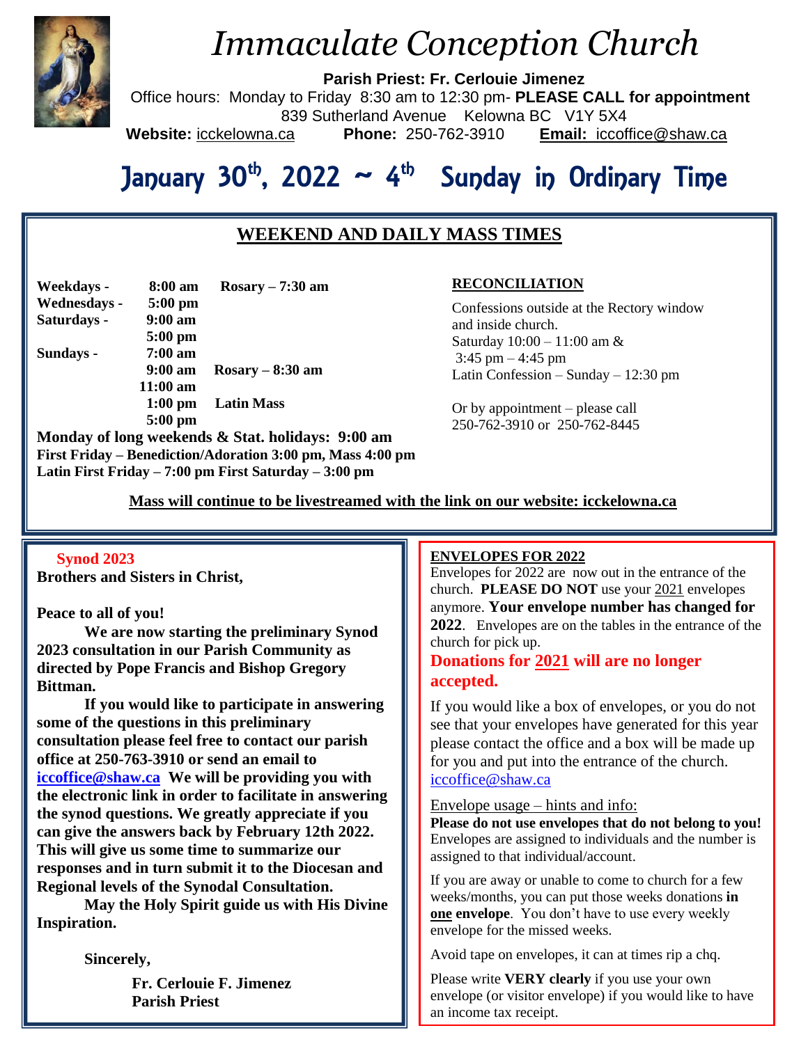# Immaculate Conception Church

**Parish Priest: Fr. Cerlouie Jimenez**

Office hours: Monday to Friday 8:30 am to 12:30 pm- **PLEASE CALL for appointment**

839 Sutherland Avenue Kelowna BC V1Y 5X4

**Website:** icckelowna.ca **Phone:** 250-762-3910 **Email:** iccoffice@shaw.ca

## January 30th, 2022 ~ 4th Sunday in Ordinary Time

### WEEKEND AND DAILY MASS TIMES

| | | |
|---|---|---|
| **Weekdays -** | **8:00 am** | **Rosary – 7:30 am** |
| **Wednesdays -** | **5:00 pm** | |
| **Saturdays -** | **9:00 am** | |
| | **5:00 pm** | |
| **Sundays -** | **7:00 am** | |
| | **9:00 am** | **Rosary – 8:30 am** |
| | **11:00 am** | |
| | **1:00 pm** | **Latin Mass** |
| | **5:00 pm** | |

**Monday of long weekends & Stat. holidays: 9:00 am**
**First Friday – Benediction/Adoration 3:00 pm, Mass 4:00 pm**
**Latin First Friday – 7:00 pm First Saturday – 3:00 pm**

**RECONCILIATION**

Confessions outside at the Rectory window and inside church.
Saturday 10:00 – 11:00 am &
3:45 pm – 4:45 pm
Latin Confession – Sunday – 12:30 pm

Or by appointment – please call
250-762-3910 or 250-762-8445

**Mass will continue to be livestreamed with the link on our website: icckelowna.ca**

### Synod 2023

**Brothers and Sisters in Christ,**

**Peace to all of you!**

**We are now starting the preliminary Synod 2023 consultation in our Parish Community as directed by Pope Francis and Bishop Gregory Bittman.**

**If you would like to participate in answering some of the questions in this preliminary consultation please feel free to contact our parish office at 250-763-3910 or send an email to iccoffice@shaw.ca We will be providing you with the electronic link in order to facilitate in answering the synod questions. We greatly appreciate if you can give the answers back by February 12th 2022. This will give us some time to summarize our responses and in turn submit it to the Diocesan and Regional levels of the Synodal Consultation.**

**May the Holy Spirit guide us with His Divine Inspiration.**

**Sincerely,**

**Fr. Cerlouie F. Jimenez**
**Parish Priest**

### ENVELOPES FOR 2022

Envelopes for 2022 are now out in the entrance of the church. **PLEASE DO NOT** use your 2021 envelopes anymore. **Your envelope number has changed for 2022**. Envelopes are on the tables in the entrance of the church for pick up.

**Donations for 2021 will are no longer accepted.**

If you would like a box of envelopes, or you do not see that your envelopes have generated for this year please contact the office and a box will be made up for you and put into the entrance of the church. iccoffice@shaw.ca

Envelope usage – hints and info:

**Please do not use envelopes that do not belong to you!** Envelopes are assigned to individuals and the number is assigned to that individual/account.

If you are away or unable to come to church for a few weeks/months, you can put those weeks donations **in one envelope**. You don't have to use every weekly envelope for the missed weeks.

Avoid tape on envelopes, it can at times rip a chq.

Please write **VERY clearly** if you use your own envelope (or visitor envelope) if you would like to have an income tax receipt.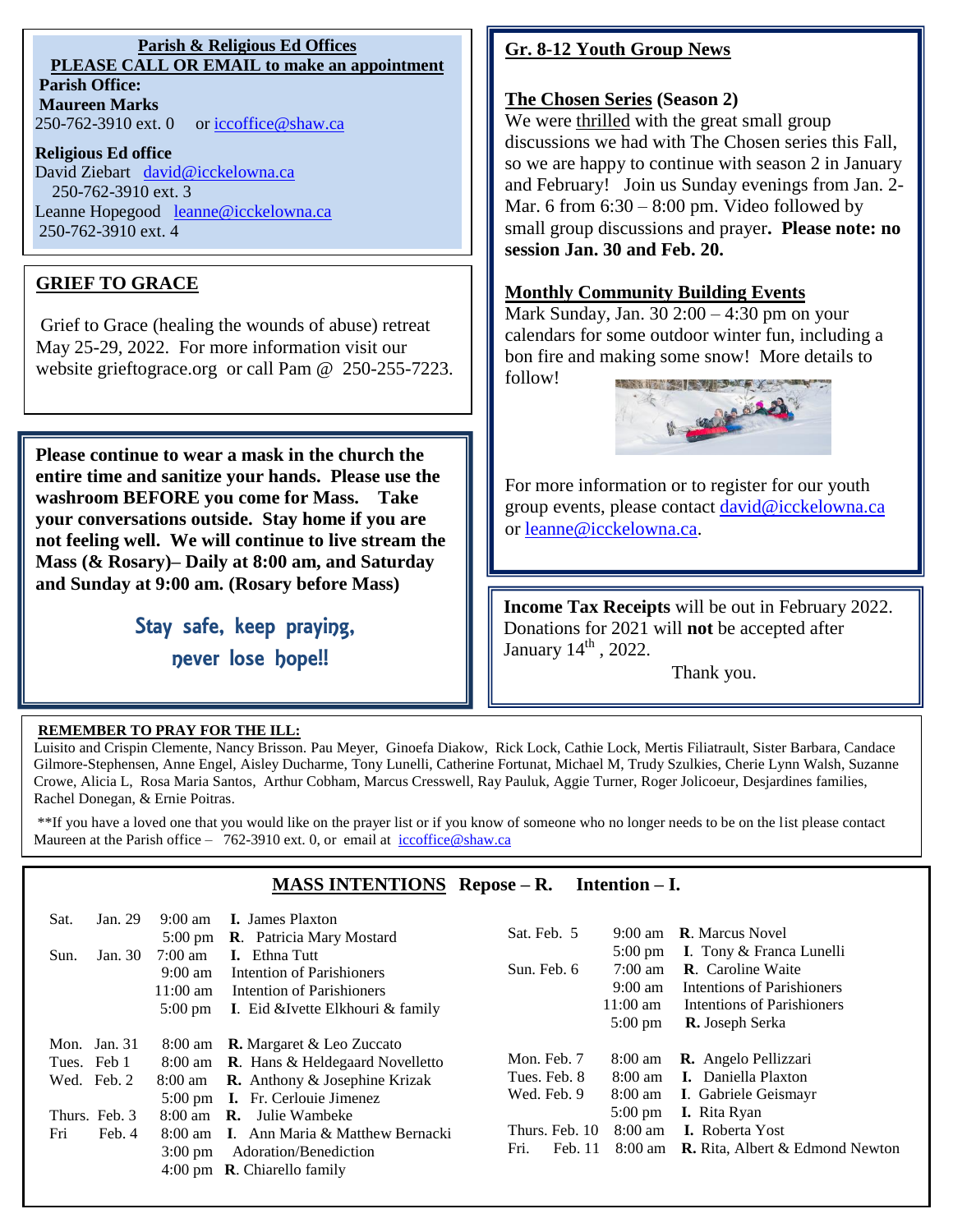## Parish & Religious Ed Offices

**PLEASE CALL OR EMAIL to make an appointment**

**Parish Office:**

**Maureen Marks**

250-762-3910 ext. 0 or iccoffice@shaw.ca

**Religious Ed office**

David Ziebart david@icckelowna.ca 250-762-3910 ext. 3

Leanne Hopegood leanne@icckelowna.ca 250-762-3910 ext. 4

## GRIEF TO GRACE

Grief to Grace (healing the wounds of abuse) retreat May 25-29, 2022. For more information visit our website grieftograce.org or call Pam @ 250-255-7223.

**Please continue to wear a mask in the church the entire time and sanitize your hands. Please use the washroom BEFORE you come for Mass. Take your conversations outside. Stay home if you are not feeling well. We will continue to live stream the Mass (& Rosary)– Daily at 8:00 am, and Saturday and Sunday at 9:00 am. (Rosary before Mass)**

**Stay safe, keep praying, never lose hope!!**

## Gr. 8-12 Youth Group News

### The Chosen Series (Season 2)

We were thrilled with the great small group discussions we had with The Chosen series this Fall, so we are happy to continue with season 2 in January and February! Join us Sunday evenings from Jan. 2-Mar. 6 from 6:30 – 8:00 pm. Video followed by small group discussions and prayer**. Please note: no session Jan. 30 and Feb. 20.**

### Monthly Community Building Events

Mark Sunday, Jan. 30 2:00 – 4:30 pm on your calendars for some outdoor winter fun, including a bon fire and making some snow! More details to follow!

For more information or to register for our youth group events, please contact david@icckelowna.ca or leanne@icckelowna.ca.

**Income Tax Receipts** will be out in February 2022. Donations for 2021 will **not** be accepted after January 14th , 2022.

Thank you.

**REMEMBER TO PRAY FOR THE ILL:**

Luisito and Crispin Clemente, Nancy Brisson. Pau Meyer, Ginoefa Diakow, Rick Lock, Cathie Lock, Mertis Filiatrault, Sister Barbara, Candace Gilmore-Stephensen, Anne Engel, Aisley Ducharme, Tony Lunelli, Catherine Fortunat, Michael M, Trudy Szulkies, Cherie Lynn Walsh, Suzanne Crowe, Alicia L, Rosa Maria Santos, Arthur Cobham, Marcus Cresswell, Ray Pauluk, Aggie Turner, Roger Jolicoeur, Desjardines families, Rachel Donegan, & Ernie Poitras.

**If you have a loved one that you would like on the prayer list or if you know of someone who no longer needs to be on the list please contact Maureen at the Parish office – 762-3910 ext. 0, or email at iccoffice@shaw.ca

## MASS INTENTIONS Repose – R. Intention – I.

| Day | Date | Time | Intention |
|---|---|---|---|
| Sat. | Jan. 29 | 9:00 am | **I.** James Plaxton |
| | | 5:00 pm | **R.** Patricia Mary Mostard |
| Sun. | Jan. 30 | 7:00 am | **I.** Ethna Tutt |
| | | 9:00 am | Intention of Parishioners |
| | | 11:00 am | Intention of Parishioners |
| | | 5:00 pm | **I.** Eid &Ivette Elkhouri & family |
| Mon. | Jan. 31 | 8:00 am | **R.** Margaret & Leo Zuccato |
| Tues. | Feb 1 | 8:00 am | **R.** Hans & Heldegaard Novelletto |
| Wed. | Feb. 2 | 8:00 am | **R.** Anthony & Josephine Krizak |
| | | 5:00 pm | **I.** Fr. Cerlouie Jimenez |
| Thurs. | Feb. 3 | 8:00 am | **R.** Julie Wambeke |
| Fri | Feb. 4 | 8:00 am | **I.** Ann Maria & Matthew Bernacki |
| | | 3:00 pm | Adoration/Benediction |
| | | 4:00 pm | **R.** Chiarello family |
| Sat. | Feb. 5 | 9:00 am | **R.** Marcus Novel |
| | | 5:00 pm | **I.** Tony & Franca Lunelli |
| Sun. | Feb. 6 | 7:00 am | **R.** Caroline Waite |
| | | 9:00 am | Intentions of Parishioners |
| | | 11:00 am | Intentions of Parishioners |
| | | 5:00 pm | **R.** Joseph Serka |
| Mon. | Feb. 7 | 8:00 am | **R.** Angelo Pellizzari |
| Tues. | Feb. 8 | 8:00 am | **I.** Daniella Plaxton |
| Wed. | Feb. 9 | 8:00 am | **I.** Gabriele Geismayr |
| | | 5:00 pm | **I.** Rita Ryan |
| Thurs. | Feb. 10 | 8:00 am | **I.** Roberta Yost |
| Fri. | Feb. 11 | 8:00 am | **R.** Rita, Albert & Edmond Newton |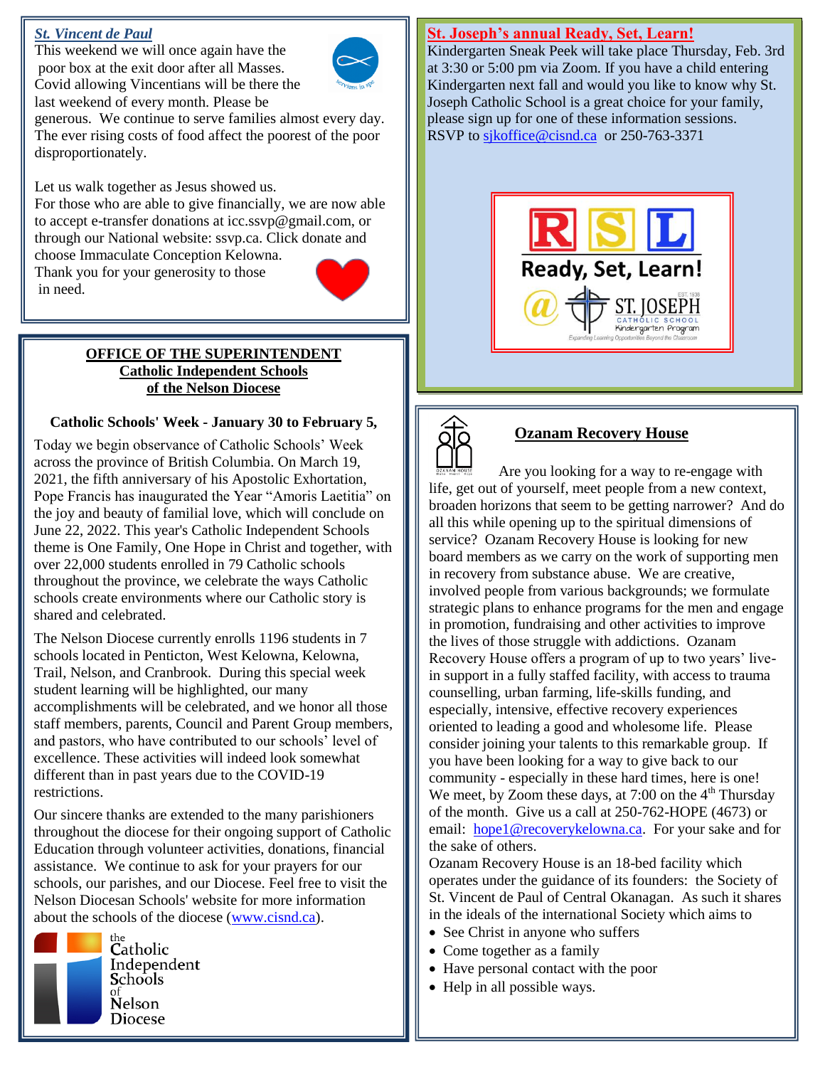## *St. Vincent de Paul*

This weekend we will once again have the poor box at the exit door after all Masses. Covid allowing Vincentians will be there the last weekend of every month. Please be generous. We continue to serve families almost every day. The ever rising costs of food affect the poorest of the poor disproportionately.

Let us walk together as Jesus showed us.
For those who are able to give financially, we are now able to accept e-transfer donations at icc.ssvp@gmail.com, or through our National website: ssvp.ca. Click donate and choose Immaculate Conception Kelowna.
Thank you for your generosity to those in need.

## OFFICE OF THE SUPERINTENDENT
## Catholic Independent Schools
## of the Nelson Diocese

**Catholic Schools' Week - January 30 to February 5,**

Today we begin observance of Catholic Schools' Week across the province of British Columbia. On March 19, 2021, the fifth anniversary of his Apostolic Exhortation, Pope Francis has inaugurated the Year "Amoris Laetitia" on the joy and beauty of familial love, which will conclude on June 22, 2022. This year's Catholic Independent Schools theme is One Family, One Hope in Christ and together, with over 22,000 students enrolled in 79 Catholic schools throughout the province, we celebrate the ways Catholic schools create environments where our Catholic story is shared and celebrated.

The Nelson Diocese currently enrolls 1196 students in 7 schools located in Penticton, West Kelowna, Kelowna, Trail, Nelson, and Cranbrook. During this special week student learning will be highlighted, our many accomplishments will be celebrated, and we honor all those staff members, parents, Council and Parent Group members, and pastors, who have contributed to our schools' level of excellence. These activities will indeed look somewhat different than in past years due to the COVID-19 restrictions.

Our sincere thanks are extended to the many parishioners throughout the diocese for their ongoing support of Catholic Education through volunteer activities, donations, financial assistance. We continue to ask for your prayers for our schools, our parishes, and our Diocese. Feel free to visit the Nelson Diocesan Schools' website for more information about the schools of the diocese (www.cisnd.ca).

the Catholic Independent Schools of Nelson Diocese

## St. Joseph's annual Ready, Set, Learn!

Kindergarten Sneak Peek will take place Thursday, Feb. 3rd at 3:30 or 5:00 pm via Zoom. If you have a child entering Kindergarten next fall and would you like to know why St. Joseph Catholic School is a great choice for your family, please sign up for one of these information sessions.
RSVP to sjkoffice@cisnd.ca or 250-763-3371

RSL Ready, Set, Learn! @ St. Joseph Catholic School Kindergarten Program

## Ozanam Recovery House

Are you looking for a way to re-engage with life, get out of yourself, meet people from a new context, broaden horizons that seem to be getting narrower? And do all this while opening up to the spiritual dimensions of service? Ozanam Recovery House is looking for new board members as we carry on the work of supporting men in recovery from substance abuse. We are creative, involved people from various backgrounds; we formulate strategic plans to enhance programs for the men and engage in promotion, fundraising and other activities to improve the lives of those struggle with addictions. Ozanam Recovery House offers a program of up to two years' live-in support in a fully staffed facility, with access to trauma counselling, urban farming, life-skills funding, and especially, intensive, effective recovery experiences oriented to leading a good and wholesome life. Please consider joining your talents to this remarkable group. If you have been looking for a way to give back to our community - especially in these hard times, here is one! We meet, by Zoom these days, at 7:00 on the 4th Thursday of the month. Give us a call at 250-762-HOPE (4673) or email: hope1@recoverykelowna.ca. For your sake and for the sake of others.

Ozanam Recovery House is an 18-bed facility which operates under the guidance of its founders: the Society of St. Vincent de Paul of Central Okanagan. As such it shares in the ideals of the international Society which aims to

- See Christ in anyone who suffers
- Come together as a family
- Have personal contact with the poor
- Help in all possible ways.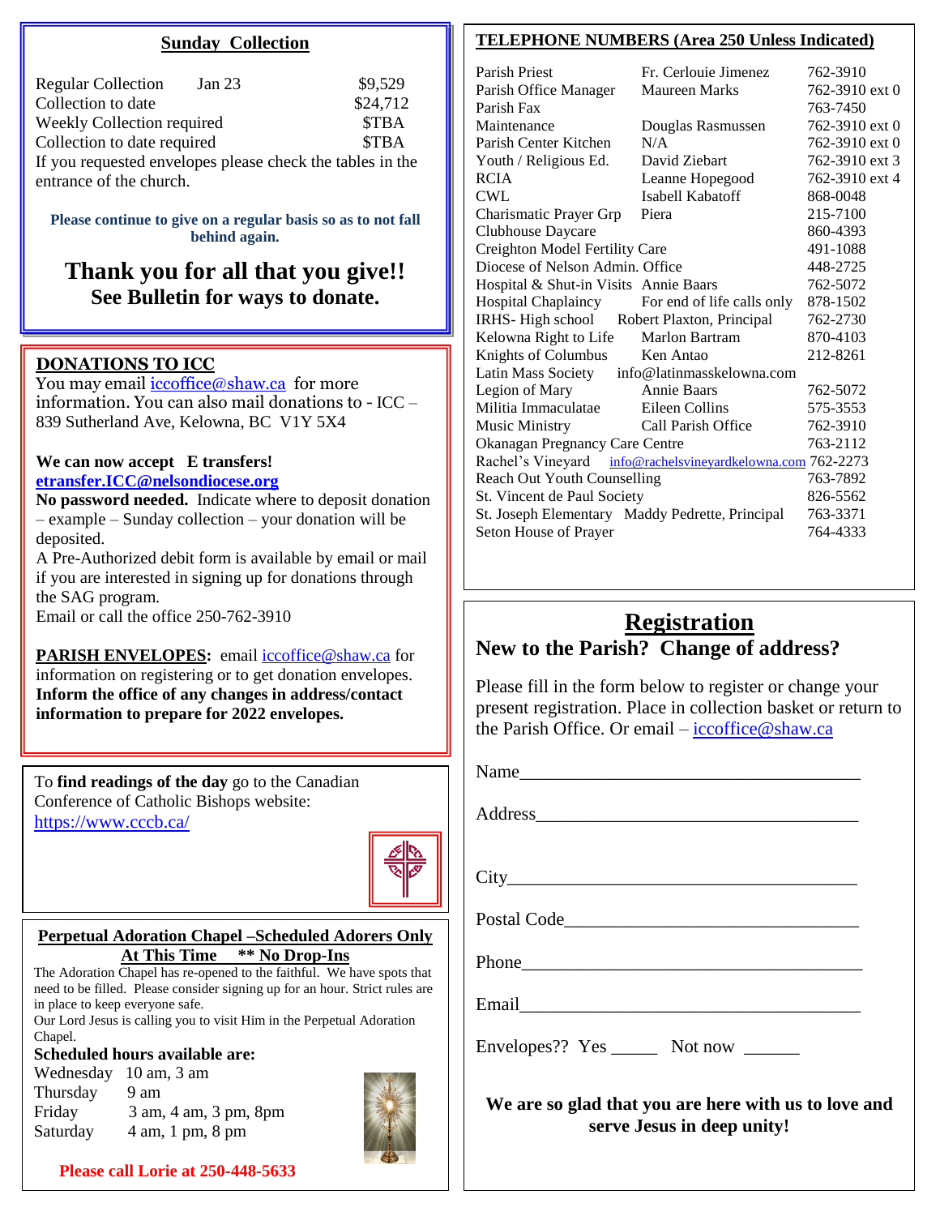## Sunday Collection

| | | |
|---|---|---|
| Regular Collection | Jan 23 | $9,529 |
| Collection to date | | $24,712 |
| Weekly Collection required | | $TBA |
| Collection to date required | | $TBA |

If you requested envelopes please check the tables in the entrance of the church.

**Please continue to give on a regular basis so as to not fall behind again.**

**Thank you for all that you give!!**
**See Bulletin for ways to donate.**

## DONATIONS TO ICC

You may email iccoffice@shaw.ca for more information. You can also mail donations to - ICC – 839 Sutherland Ave, Kelowna, BC V1Y 5X4

**We can now accept E transfers!**
**etransfer.ICC@nelsondiocese.org**
**No password needed.** Indicate where to deposit donation – example – Sunday collection – your donation will be deposited.
A Pre-Authorized debit form is available by email or mail if you are interested in signing up for donations through the SAG program.
Email or call the office 250-762-3910

**PARISH ENVELOPES:** email iccoffice@shaw.ca for information on registering or to get donation envelopes. **Inform the office of any changes in address/contact information to prepare for 2022 envelopes.**

To **find readings of the day** go to the Canadian Conference of Catholic Bishops website: https://www.cccb.ca/

## Perpetual Adoration Chapel –Scheduled Adorers Only At This Time ** No Drop-Ins

The Adoration Chapel has re-opened to the faithful. We have spots that need to be filled. Please consider signing up for an hour. Strict rules are in place to keep everyone safe.
Our Lord Jesus is calling you to visit Him in the Perpetual Adoration Chapel.

**Scheduled hours available are:**

| | |
|---|---|
| Wednesday | 10 am, 3 am |
| Thursday | 9 am |
| Friday | 3 am, 4 am, 3 pm, 8pm |
| Saturday | 4 am, 1 pm, 8 pm |

**Please call Lorie at 250-448-5633**

## TELEPHONE NUMBERS (Area 250 Unless Indicated)

| | | |
|---|---|---|
| Parish Priest | Fr. Cerlouie Jimenez | 762-3910 |
| Parish Office Manager | Maureen Marks | 762-3910 ext 0 |
| Parish Fax | | 763-7450 |
| Maintenance | Douglas Rasmussen | 762-3910 ext 0 |
| Parish Center Kitchen | N/A | 762-3910 ext 0 |
| Youth / Religious Ed. | David Ziebart | 762-3910 ext 3 |
| RCIA | Leanne Hopegood | 762-3910 ext 4 |
| CWL | Isabell Kabatoff | 868-0048 |
| Charismatic Prayer Grp | Piera | 215-7100 |
| Clubhouse Daycare | | 860-4393 |
| Creighton Model Fertility Care | | 491-1088 |
| Diocese of Nelson Admin. Office | | 448-2725 |
| Hospital & Shut-in Visits | Annie Baars | 762-5072 |
| Hospital Chaplaincy | For end of life calls only | 878-1502 |
| IRHS- High school | Robert Plaxton, Principal | 762-2730 |
| Kelowna Right to Life | Marlon Bartram | 870-4103 |
| Knights of Columbus | Ken Antao | 212-8261 |
| Latin Mass Society | info@latinmasskelowna.com | |
| Legion of Mary | Annie Baars | 762-5072 |
| Militia Immaculatae | Eileen Collins | 575-3553 |
| Music Ministry | Call Parish Office | 762-3910 |
| Okanagan Pregnancy Care Centre | | 763-2112 |
| Rachel's Vineyard | info@rachelsvineyardkelowna.com | 762-2273 |
| Reach Out Youth Counselling | | 763-7892 |
| St. Vincent de Paul Society | | 826-5562 |
| St. Joseph Elementary | Maddy Pedrette, Principal | 763-3371 |
| Seton House of Prayer | | 764-4333 |

## Registration

### New to the Parish? Change of address?

Please fill in the form below to register or change your present registration. Place in collection basket or return to the Parish Office. Or email – iccoffice@shaw.ca

Name____________________________________

Address__________________________________

City_____________________________________

Postal Code_______________________________

Phone____________________________________

Email____________________________________

Envelopes?? Yes _____ Not now ______

**We are so glad that you are here with us to love and serve Jesus in deep unity!**